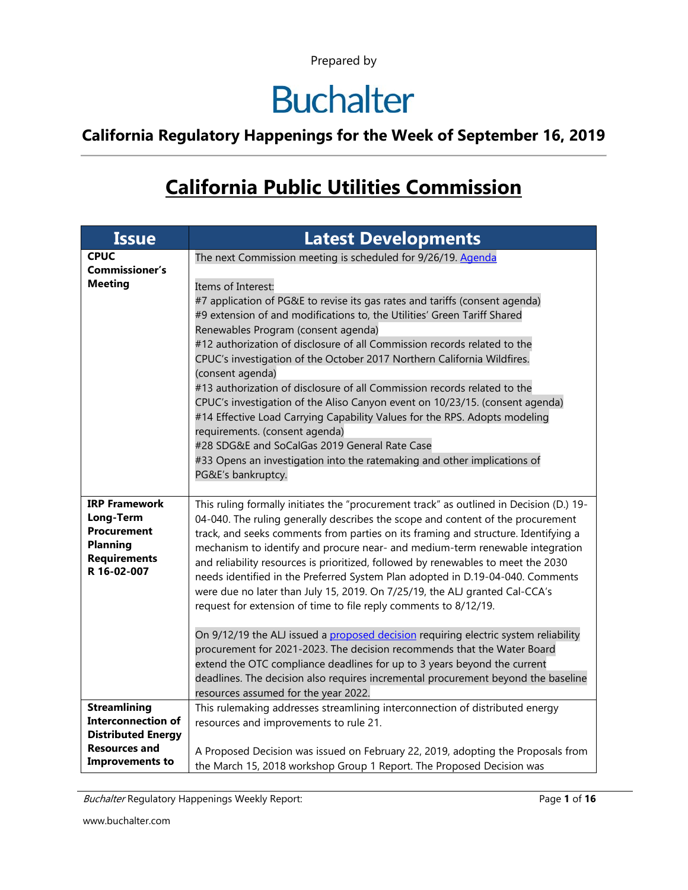Prepared by

# Buchalter

## California Regulatory Happenings for the Week of September 16, 2019

# California Public Utilities Commission

| Issue | Latest Developments |
| --- | --- |
| **CPUC Commissioner's Meeting** | The next Commission meeting is scheduled for 9/26/19. [Agenda]<br><br>Items of Interest:<br>#7 application of PG&E to revise its gas rates and tariffs (consent agenda)<br>#9 extension of and modifications to, the Utilities' Green Tariff Shared Renewables Program (consent agenda)<br>#12 authorization of disclosure of all Commission records related to the CPUC's investigation of the October 2017 Northern California Wildfires. (consent agenda)<br>#13 authorization of disclosure of all Commission records related to the CPUC's investigation of the Aliso Canyon event on 10/23/15. (consent agenda)<br>#14 Effective Load Carrying Capability Values for the RPS. Adopts modeling requirements. (consent agenda)<br>#28 SDG&E and SoCalGas 2019 General Rate Case<br>#33 Opens an investigation into the ratemaking and other implications of PG&E's bankruptcy. |
| **IRP Framework Long-Term Procurement Planning Requirements R 16-02-007** | This ruling formally initiates the "procurement track" as outlined in Decision (D.) 19-04-040. The ruling generally describes the scope and content of the procurement track, and seeks comments from parties on its framing and structure. Identifying a mechanism to identify and procure near- and medium-term renewable integration and reliability resources is prioritized, followed by renewables to meet the 2030 needs identified in the Preferred System Plan adopted in D.19-04-040. Comments were due no later than July 15, 2019. On 7/25/19, the ALJ granted Cal-CCA's request for extension of time to file reply comments to 8/12/19.<br><br>On 9/12/19 the ALJ issued a [proposed decision] requiring electric system reliability procurement for 2021-2023. The decision recommends that the Water Board extend the OTC compliance deadlines for up to 3 years beyond the current deadlines. The decision also requires incremental procurement beyond the baseline resources assumed for the year 2022. |
| **Streamlining Interconnection of Distributed Energy Resources and Improvements to** | This rulemaking addresses streamlining interconnection of distributed energy resources and improvements to rule 21.<br><br>A Proposed Decision was issued on February 22, 2019, adopting the Proposals from the March 15, 2018 workshop Group 1 Report. The Proposed Decision was |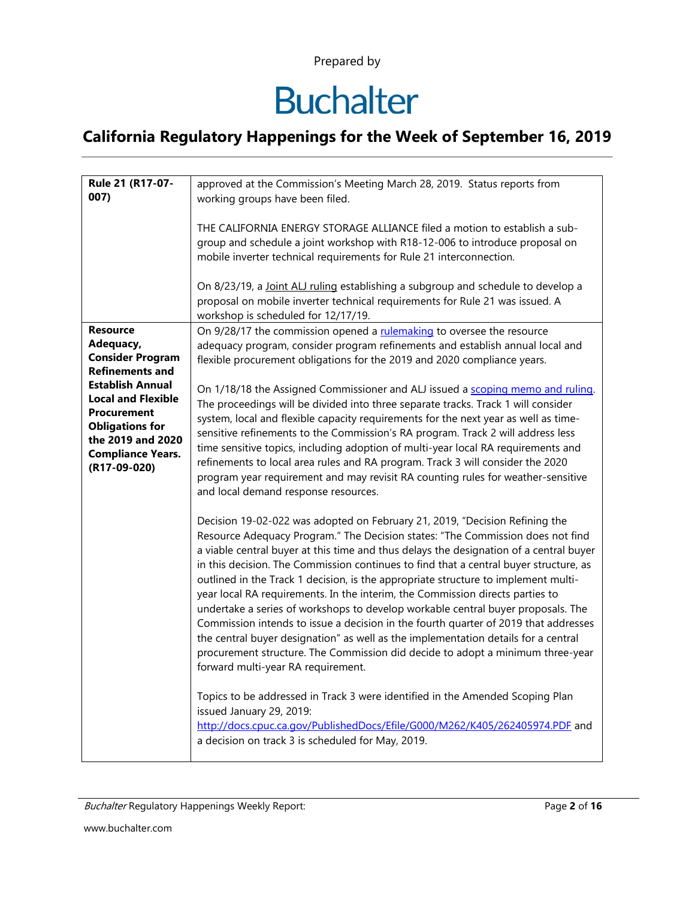Prepared by

# Buchalter

## California Regulatory Happenings for the Week of September 16, 2019

| | |
|---|---|
| **Rule 21 (R17-07-007)** | approved at the Commission's Meeting March 28, 2019. Status reports from working groups have been filed.<br><br>THE CALIFORNIA ENERGY STORAGE ALLIANCE filed a motion to establish a sub-group and schedule a joint workshop with R18-12-006 to introduce proposal on mobile inverter technical requirements for Rule 21 interconnection.<br><br>On 8/23/19, a Joint ALJ ruling establishing a subgroup and schedule to develop a proposal on mobile inverter technical requirements for Rule 21 was issued. A workshop is scheduled for 12/17/19. |
| **Resource Adequacy, Consider Program Refinements and Establish Annual Local and Flexible Procurement Obligations for the 2019 and 2020 Compliance Years. (R17-09-020)** | On 9/28/17 the commission opened a rulemaking to oversee the resource adequacy program, consider program refinements and establish annual local and flexible procurement obligations for the 2019 and 2020 compliance years.<br><br>On 1/18/18 the Assigned Commissioner and ALJ issued a scoping memo and ruling. The proceedings will be divided into three separate tracks. Track 1 will consider system, local and flexible capacity requirements for the next year as well as time-sensitive refinements to the Commission's RA program. Track 2 will address less time sensitive topics, including adoption of multi-year local RA requirements and refinements to local area rules and RA program. Track 3 will consider the 2020 program year requirement and may revisit RA counting rules for weather-sensitive and local demand response resources.<br><br>Decision 19-02-022 was adopted on February 21, 2019, "Decision Refining the Resource Adequacy Program." The Decision states: "The Commission does not find a viable central buyer at this time and thus delays the designation of a central buyer in this decision. The Commission continues to find that a central buyer structure, as outlined in the Track 1 decision, is the appropriate structure to implement multi-year local RA requirements. In the interim, the Commission directs parties to undertake a series of workshops to develop workable central buyer proposals. The Commission intends to issue a decision in the fourth quarter of 2019 that addresses the central buyer designation" as well as the implementation details for a central procurement structure. The Commission did decide to adopt a minimum three-year forward multi-year RA requirement.<br><br>Topics to be addressed in Track 3 were identified in the Amended Scoping Plan issued January 29, 2019: http://docs.cpuc.ca.gov/PublishedDocs/Efile/G000/M262/K405/262405974.PDF and a decision on track 3 is scheduled for May, 2019. |

*Buchalter* Regulatory Happenings Weekly Report:

www.buchalter.com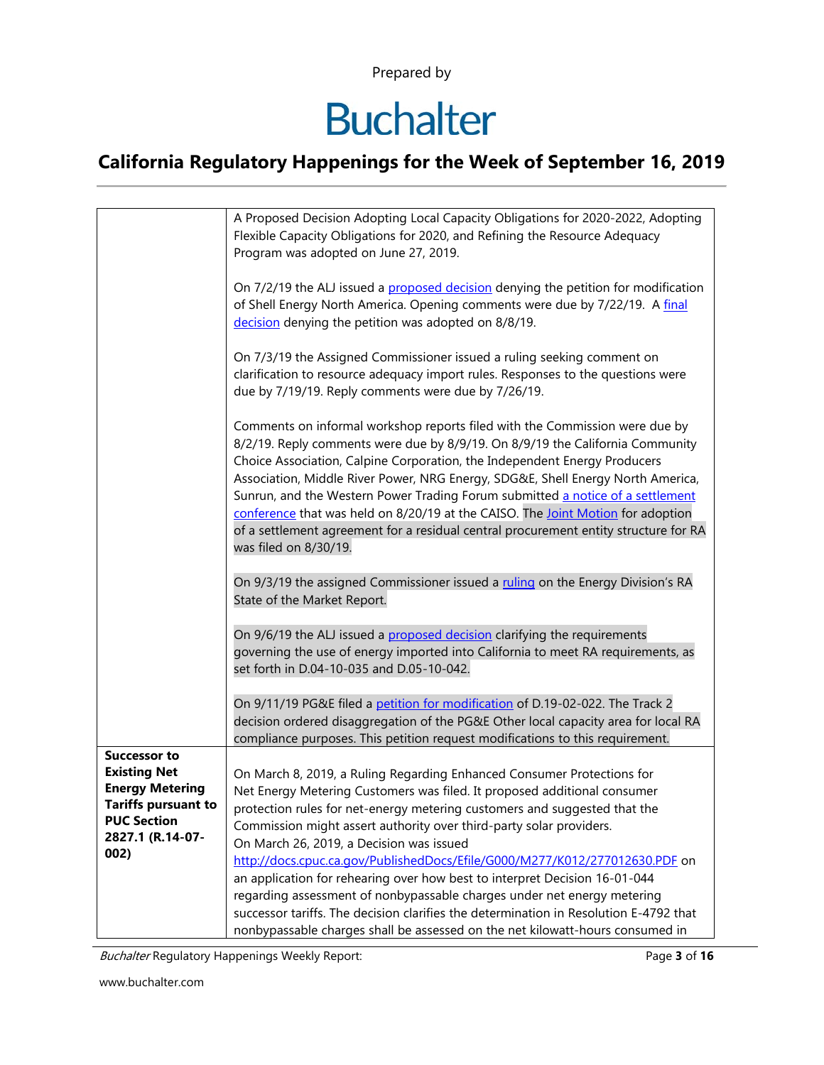Prepared by

# Buchalter

## California Regulatory Happenings for the Week of September 16, 2019

| | |
|---|---|
| | A Proposed Decision Adopting Local Capacity Obligations for 2020-2022, Adopting Flexible Capacity Obligations for 2020, and Refining the Resource Adequacy Program was adopted on June 27, 2019.<br><br>On 7/2/19 the ALJ issued a proposed decision denying the petition for modification of Shell Energy North America. Opening comments were due by 7/22/19. A final decision denying the petition was adopted on 8/8/19.<br><br>On 7/3/19 the Assigned Commissioner issued a ruling seeking comment on clarification to resource adequacy import rules. Responses to the questions were due by 7/19/19. Reply comments were due by 7/26/19.<br><br>Comments on informal workshop reports filed with the Commission were due by 8/2/19. Reply comments were due by 8/9/19. On 8/9/19 the California Community Choice Association, Calpine Corporation, the Independent Energy Producers Association, Middle River Power, NRG Energy, SDG&E, Shell Energy North America, Sunrun, and the Western Power Trading Forum submitted a notice of a settlement conference that was held on 8/20/19 at the CAISO. The Joint Motion for adoption of a settlement agreement for a residual central procurement entity structure for RA was filed on 8/30/19.<br><br>On 9/3/19 the assigned Commissioner issued a ruling on the Energy Division's RA State of the Market Report.<br><br>On 9/6/19 the ALJ issued a proposed decision clarifying the requirements governing the use of energy imported into California to meet RA requirements, as set forth in D.04-10-035 and D.05-10-042.<br><br>On 9/11/19 PG&E filed a petition for modification of D.19-02-022. The Track 2 decision ordered disaggregation of the PG&E Other local capacity area for local RA compliance purposes. This petition request modifications to this requirement. |
| **Successor to Existing Net Energy Metering Tariffs pursuant to PUC Section 2827.1 (R.14-07-002)** | On March 8, 2019, a Ruling Regarding Enhanced Consumer Protections for Net Energy Metering Customers was filed. It proposed additional consumer protection rules for net-energy metering customers and suggested that the Commission might assert authority over third-party solar providers.<br>On March 26, 2019, a Decision was issued http://docs.cpuc.ca.gov/PublishedDocs/Efile/G000/M277/K012/277012630.PDF on an application for rehearing over how best to interpret Decision 16-01-044 regarding assessment of nonbypassable charges under net energy metering successor tariffs. The decision clarifies the determination in Resolution E-4792 that nonbypassable charges shall be assessed on the net kilowatt-hours consumed in |

*Buchalter* Regulatory Happenings Weekly Report:

www.buchalter.com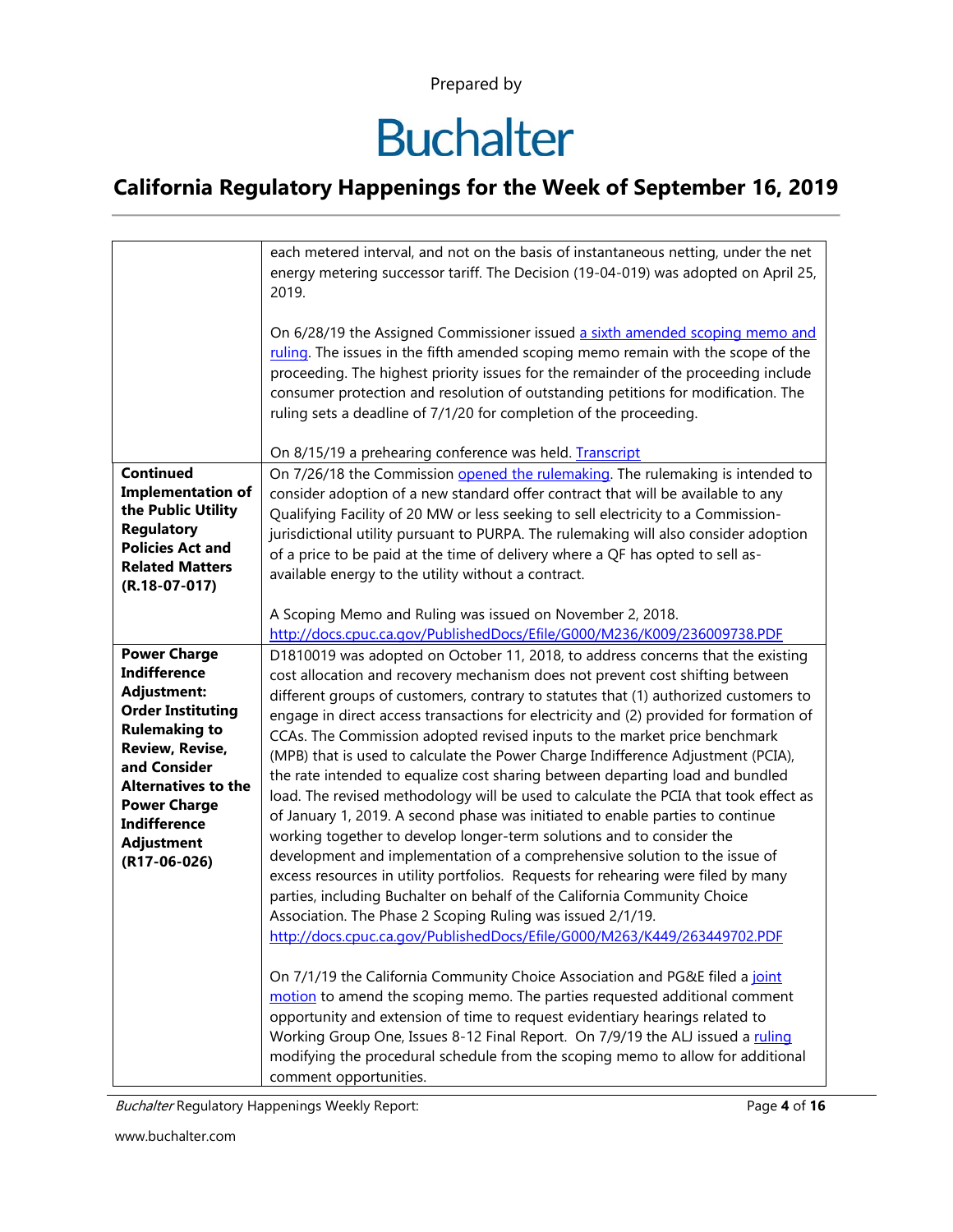| | |
|---|---|
| | each metered interval, and not on the basis of instantaneous netting, under the net energy metering successor tariff. The Decision (19-04-019) was adopted on April 25, 2019.<br><br>On 6/28/19 the Assigned Commissioner issued a sixth amended scoping memo and ruling. The issues in the fifth amended scoping memo remain with the scope of the proceeding. The highest priority issues for the remainder of the proceeding include consumer protection and resolution of outstanding petitions for modification. The ruling sets a deadline of 7/1/20 for completion of the proceeding.<br><br>On 8/15/19 a prehearing conference was held. Transcript |
| **Continued Implementation of the Public Utility Regulatory Policies Act and Related Matters (R.18-07-017)** | On 7/26/18 the Commission opened the rulemaking. The rulemaking is intended to consider adoption of a new standard offer contract that will be available to any Qualifying Facility of 20 MW or less seeking to sell electricity to a Commission-jurisdictional utility pursuant to PURPA. The rulemaking will also consider adoption of a price to be paid at the time of delivery where a QF has opted to sell as-available energy to the utility without a contract.<br><br>A Scoping Memo and Ruling was issued on November 2, 2018.<br>http://docs.cpuc.ca.gov/PublishedDocs/Efile/G000/M236/K009/236009738.PDF |
| **Power Charge Indifference Adjustment: Order Instituting Rulemaking to Review, Revise, and Consider Alternatives to the Power Charge Indifference Adjustment (R17-06-026)** | D1810019 was adopted on October 11, 2018, to address concerns that the existing cost allocation and recovery mechanism does not prevent cost shifting between different groups of customers, contrary to statutes that (1) authorized customers to engage in direct access transactions for electricity and (2) provided for formation of CCAs. The Commission adopted revised inputs to the market price benchmark (MPB) that is used to calculate the Power Charge Indifference Adjustment (PCIA), the rate intended to equalize cost sharing between departing load and bundled load. The revised methodology will be used to calculate the PCIA that took effect as of January 1, 2019. A second phase was initiated to enable parties to continue working together to develop longer-term solutions and to consider the development and implementation of a comprehensive solution to the issue of excess resources in utility portfolios. Requests for rehearing were filed by many parties, including Buchalter on behalf of the California Community Choice Association. The Phase 2 Scoping Ruling was issued 2/1/19.<br>http://docs.cpuc.ca.gov/PublishedDocs/Efile/G000/M263/K449/263449702.PDF<br><br>On 7/1/19 the California Community Choice Association and PG&E filed a joint motion to amend the scoping memo. The parties requested additional comment opportunity and extension of time to request evidentiary hearings related to Working Group One, Issues 8-12 Final Report. On 7/9/19 the ALJ issued a ruling modifying the procedural schedule from the scoping memo to allow for additional comment opportunities. |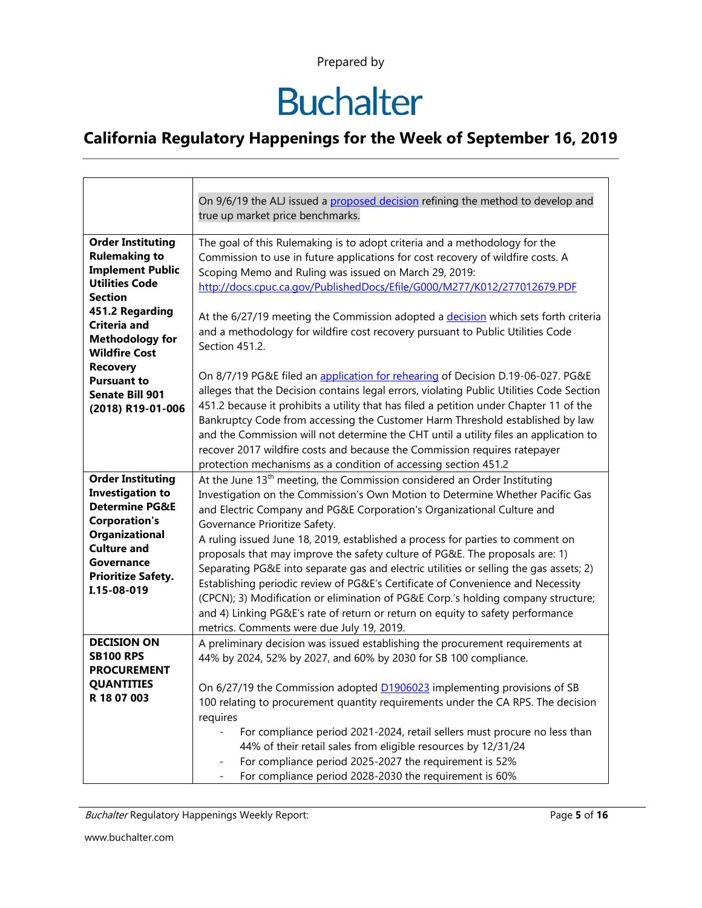Prepared by

Buchalter

## California Regulatory Happenings for the Week of September 16, 2019

| | |
|---|---|
| | On 9/6/19 the ALJ issued a proposed decision refining the method to develop and true up market price benchmarks. |
| **Order Instituting Rulemaking to Implement Public Utilities Code Section 451.2 Regarding Criteria and Methodology for Wildfire Cost Recovery Pursuant to Senate Bill 901 (2018) R19-01-006** | The goal of this Rulemaking is to adopt criteria and a methodology for the Commission to use in future applications for cost recovery of wildfire costs. A Scoping Memo and Ruling was issued on March 29, 2019: http://docs.cpuc.ca.gov/PublishedDocs/Efile/G000/M277/K012/277012679.PDF<br><br>At the 6/27/19 meeting the Commission adopted a decision which sets forth criteria and a methodology for wildfire cost recovery pursuant to Public Utilities Code Section 451.2.<br><br>On 8/7/19 PG&E filed an application for rehearing of Decision D.19-06-027. PG&E alleges that the Decision contains legal errors, violating Public Utilities Code Section 451.2 because it prohibits a utility that has filed a petition under Chapter 11 of the Bankruptcy Code from accessing the Customer Harm Threshold established by law and the Commission will not determine the CHT until a utility files an application to recover 2017 wildfire costs and because the Commission requires ratepayer protection mechanisms as a condition of accessing section 451.2 |
| **Order Instituting Investigation to Determine PG&E Corporation's Organizational Culture and Governance Prioritize Safety. I.15-08-019** | At the June 13th meeting, the Commission considered an Order Instituting Investigation on the Commission's Own Motion to Determine Whether Pacific Gas and Electric Company and PG&E Corporation's Organizational Culture and Governance Prioritize Safety.<br>A ruling issued June 18, 2019, established a process for parties to comment on proposals that may improve the safety culture of PG&E. The proposals are: 1) Separating PG&E into separate gas and electric utilities or selling the gas assets; 2) Establishing periodic review of PG&E's Certificate of Convenience and Necessity (CPCN); 3) Modification or elimination of PG&E Corp.'s holding company structure; and 4) Linking PG&E's rate of return or return on equity to safety performance metrics. Comments were due July 19, 2019. |
| **DECISION ON SB100 RPS PROCUREMENT QUANTITIES R 18 07 003** | A preliminary decision was issued establishing the procurement requirements at 44% by 2024, 52% by 2027, and 60% by 2030 for SB 100 compliance.<br><br>On 6/27/19 the Commission adopted D1906023 implementing provisions of SB 100 relating to procurement quantity requirements under the CA RPS. The decision requires<br>- For compliance period 2021-2024, retail sellers must procure no less than 44% of their retail sales from eligible resources by 12/31/24<br>- For compliance period 2025-2027 the requirement is 52%<br>- For compliance period 2028-2030 the requirement is 60% |

*Buchalter* Regulatory Happenings Weekly Report:

www.buchalter.com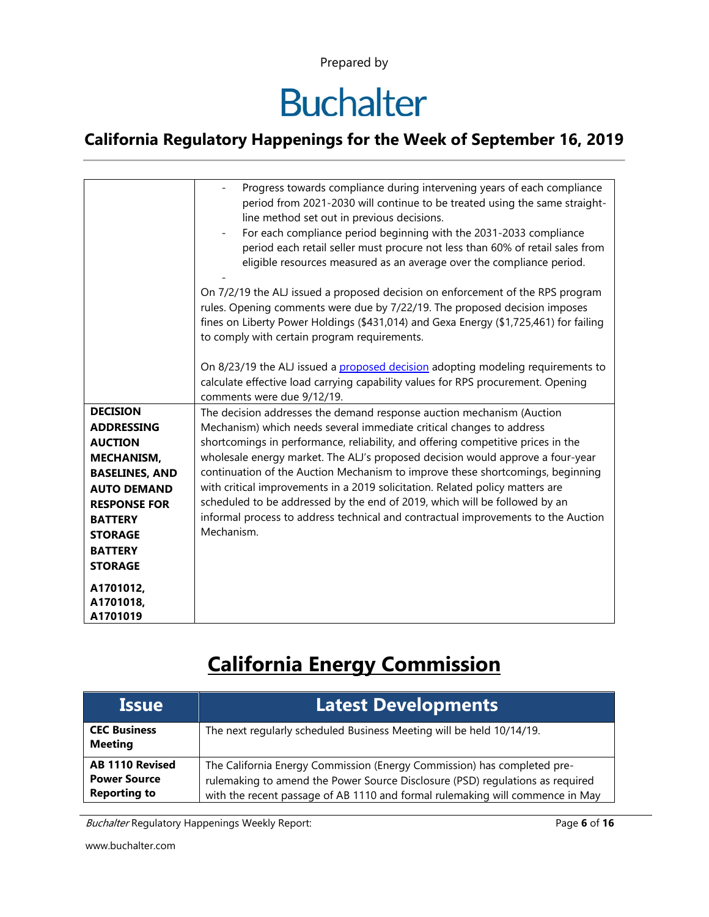| | |
|---|---|
| | - Progress towards compliance during intervening years of each compliance period from 2021-2030 will continue to be treated using the same straight-line method set out in previous decisions.<br>- For each compliance period beginning with the 2031-2033 compliance period each retail seller must procure not less than 60% of retail sales from eligible resources measured as an average over the compliance period.<br>-<br><br>On 7/2/19 the ALJ issued a proposed decision on enforcement of the RPS program rules. Opening comments were due by 7/22/19. The proposed decision imposes fines on Liberty Power Holdings ($431,014) and Gexa Energy ($1,725,461) for failing to comply with certain program requirements.<br><br>On 8/23/19 the ALJ issued a proposed decision adopting modeling requirements to calculate effective load carrying capability values for RPS procurement. Opening comments were due 9/12/19. |
| **DECISION ADDRESSING AUCTION MECHANISM, BASELINES, AND AUTO DEMAND RESPONSE FOR BATTERY STORAGE BATTERY STORAGE**<br><br>**A1701012, A1701018, A1701019** | The decision addresses the demand response auction mechanism (Auction Mechanism) which needs several immediate critical changes to address shortcomings in performance, reliability, and offering competitive prices in the wholesale energy market. The ALJ's proposed decision would approve a four-year continuation of the Auction Mechanism to improve these shortcomings, beginning with critical improvements in a 2019 solicitation. Related policy matters are scheduled to be addressed by the end of 2019, which will be followed by an informal process to address technical and contractual improvements to the Auction Mechanism. |

# California Energy Commission

| Issue | Latest Developments |
|---|---|
| **CEC Business Meeting** | The next regularly scheduled Business Meeting will be held 10/14/19. |
| **AB 1110 Revised Power Source Reporting to** | The California Energy Commission (Energy Commission) has completed pre-rulemaking to amend the Power Source Disclosure (PSD) regulations as required with the recent passage of AB 1110 and formal rulemaking will commence in May |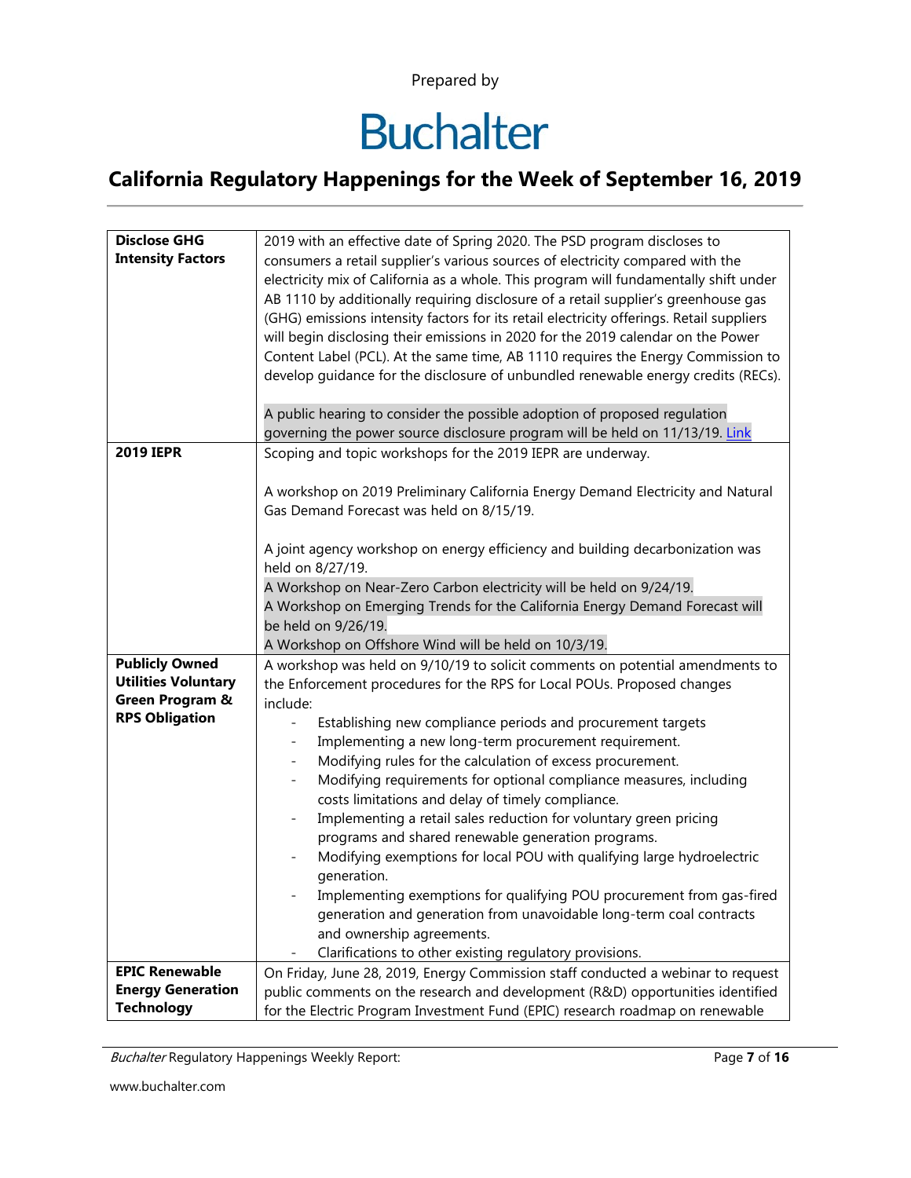| | |
|---|---|
| **Disclose GHG Intensity Factors** | 2019 with an effective date of Spring 2020. The PSD program discloses to consumers a retail supplier's various sources of electricity compared with the electricity mix of California as a whole. This program will fundamentally shift under AB 1110 by additionally requiring disclosure of a retail supplier's greenhouse gas (GHG) emissions intensity factors for its retail electricity offerings. Retail suppliers will begin disclosing their emissions in 2020 for the 2019 calendar on the Power Content Label (PCL). At the same time, AB 1110 requires the Energy Commission to develop guidance for the disclosure of unbundled renewable energy credits (RECs).<br><br>A public hearing to consider the possible adoption of proposed regulation governing the power source disclosure program will be held on 11/13/19. Link |
| **2019 IEPR** | Scoping and topic workshops for the 2019 IEPR are underway.<br><br>A workshop on 2019 Preliminary California Energy Demand Electricity and Natural Gas Demand Forecast was held on 8/15/19.<br><br>A joint agency workshop on energy efficiency and building decarbonization was held on 8/27/19.<br>A Workshop on Near-Zero Carbon electricity will be held on 9/24/19.<br>A Workshop on Emerging Trends for the California Energy Demand Forecast will be held on 9/26/19.<br>A Workshop on Offshore Wind will be held on 10/3/19. |
| **Publicly Owned Utilities Voluntary Green Program & RPS Obligation** | A workshop was held on 9/10/19 to solicit comments on potential amendments to the Enforcement procedures for the RPS for Local POUs. Proposed changes include:<br>- Establishing new compliance periods and procurement targets<br>- Implementing a new long-term procurement requirement.<br>- Modifying rules for the calculation of excess procurement.<br>- Modifying requirements for optional compliance measures, including costs limitations and delay of timely compliance.<br>- Implementing a retail sales reduction for voluntary green pricing programs and shared renewable generation programs.<br>- Modifying exemptions for local POU with qualifying large hydroelectric generation.<br>- Implementing exemptions for qualifying POU procurement from gas-fired generation and generation from unavoidable long-term coal contracts and ownership agreements.<br>- Clarifications to other existing regulatory provisions. |
| **EPIC Renewable Energy Generation Technology** | On Friday, June 28, 2019, Energy Commission staff conducted a webinar to request public comments on the research and development (R&D) opportunities identified for the Electric Program Investment Fund (EPIC) research roadmap on renewable |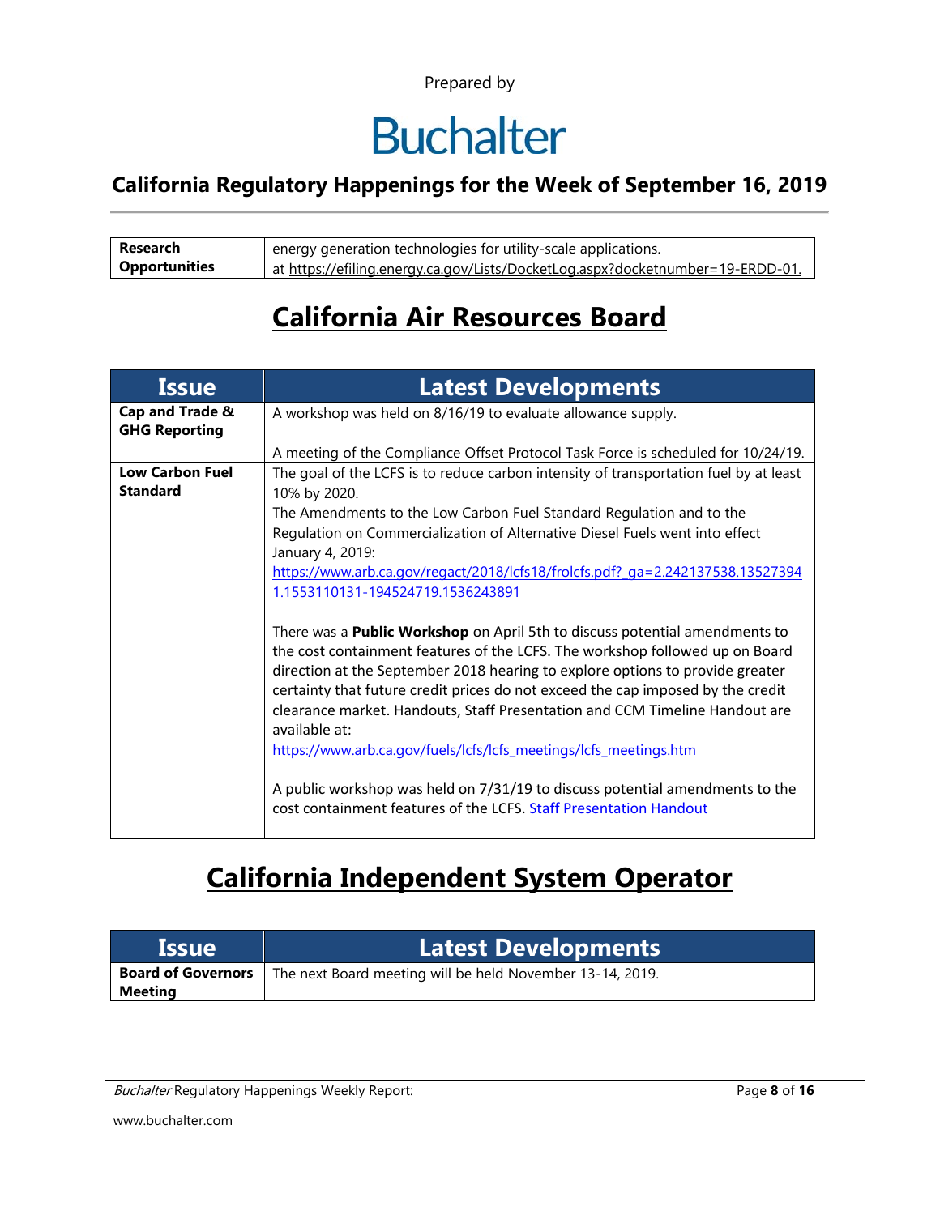Prepared by

# Buchalter

## California Regulatory Happenings for the Week of September 16, 2019

| **Research Opportunities** | energy generation technologies for utility-scale applications. at https://efiling.energy.ca.gov/Lists/DocketLog.aspx?docketnumber=19-ERDD-01. |
|---|---|

# California Air Resources Board

| Issue | Latest Developments |
|---|---|
| **Cap and Trade & GHG Reporting** | A workshop was held on 8/16/19 to evaluate allowance supply.<br><br>A meeting of the Compliance Offset Protocol Task Force is scheduled for 10/24/19. |
| **Low Carbon Fuel Standard** | The goal of the LCFS is to reduce carbon intensity of transportation fuel by at least 10% by 2020.<br>The Amendments to the Low Carbon Fuel Standard Regulation and to the Regulation on Commercialization of Alternative Diesel Fuels went into effect January 4, 2019:<br>https://www.arb.ca.gov/regact/2018/lcfs18/frolcfs.pdf?_ga=2.242137538.135273941.1553110131-194524719.1536243891<br><br>There was a **Public Workshop** on April 5th to discuss potential amendments to the cost containment features of the LCFS. The workshop followed up on Board direction at the September 2018 hearing to explore options to provide greater certainty that future credit prices do not exceed the cap imposed by the credit clearance market. Handouts, Staff Presentation and CCM Timeline Handout are available at:<br>https://www.arb.ca.gov/fuels/lcfs/lcfs_meetings/lcfs_meetings.htm<br><br>A public workshop was held on 7/31/19 to discuss potential amendments to the cost containment features of the LCFS. Staff Presentation Handout |

# California Independent System Operator

| Issue | Latest Developments |
|---|---|
| **Board of Governors Meeting** | The next Board meeting will be held November 13-14, 2019. |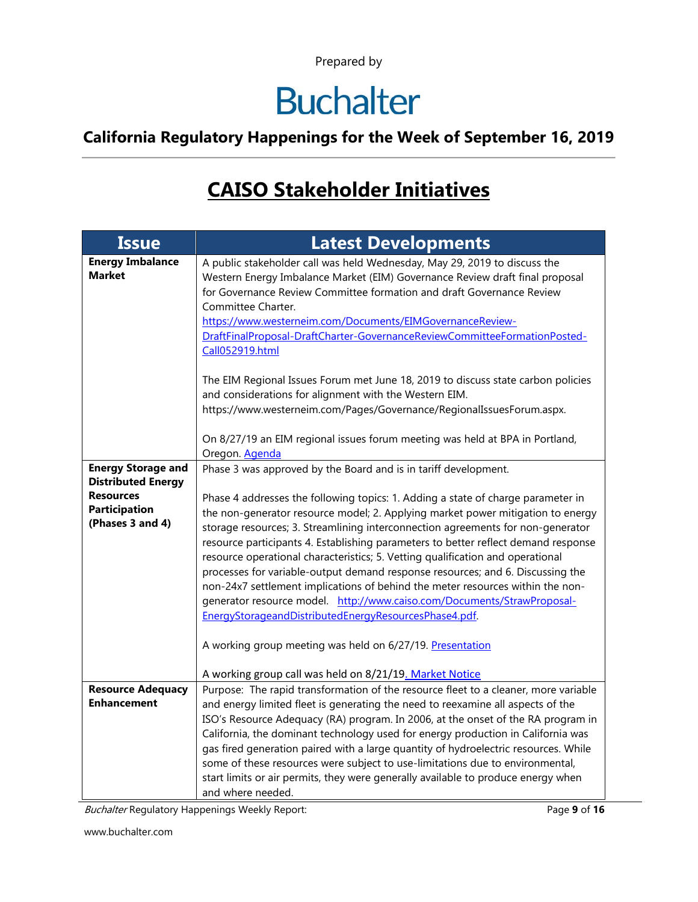Prepared by

# Buchalter

## California Regulatory Happenings for the Week of September 16, 2019

# CAISO Stakeholder Initiatives

| Issue | Latest Developments |
| --- | --- |
| **Energy Imbalance Market** | A public stakeholder call was held Wednesday, May 29, 2019 to discuss the Western Energy Imbalance Market (EIM) Governance Review draft final proposal for Governance Review Committee formation and draft Governance Review Committee Charter. https://www.westerneim.com/Documents/EIMGovernanceReview-DraftFinalProposal-DraftCharter-GovernanceReviewCommitteeFormationPosted-Call052919.html<br><br>The EIM Regional Issues Forum met June 18, 2019 to discuss state carbon policies and considerations for alignment with the Western EIM. https://www.westerneim.com/Pages/Governance/RegionalIssuesForum.aspx.<br><br>On 8/27/19 an EIM regional issues forum meeting was held at BPA in Portland, Oregon. Agenda |
| **Energy Storage and Distributed Energy Resources Participation (Phases 3 and 4)** | Phase 3 was approved by the Board and is in tariff development.<br><br>Phase 4 addresses the following topics: 1. Adding a state of charge parameter in the non-generator resource model; 2. Applying market power mitigation to energy storage resources; 3. Streamlining interconnection agreements for non-generator resource participants 4. Establishing parameters to better reflect demand response resource operational characteristics; 5. Vetting qualification and operational processes for variable-output demand response resources; and 6. Discussing the non-24x7 settlement implications of behind the meter resources within the non-generator resource model. http://www.caiso.com/Documents/StrawProposal-EnergyStorageandDistributedEnergyResourcesPhase4.pdf.<br><br>A working group meeting was held on 6/27/19. Presentation<br><br>A working group call was held on 8/21/19. Market Notice |
| **Resource Adequacy Enhancement** | Purpose: The rapid transformation of the resource fleet to a cleaner, more variable and energy limited fleet is generating the need to reexamine all aspects of the ISO's Resource Adequacy (RA) program. In 2006, at the onset of the RA program in California, the dominant technology used for energy production in California was gas fired generation paired with a large quantity of hydroelectric resources. While some of these resources were subject to use-limitations due to environmental, start limits or air permits, they were generally available to produce energy when and where needed. |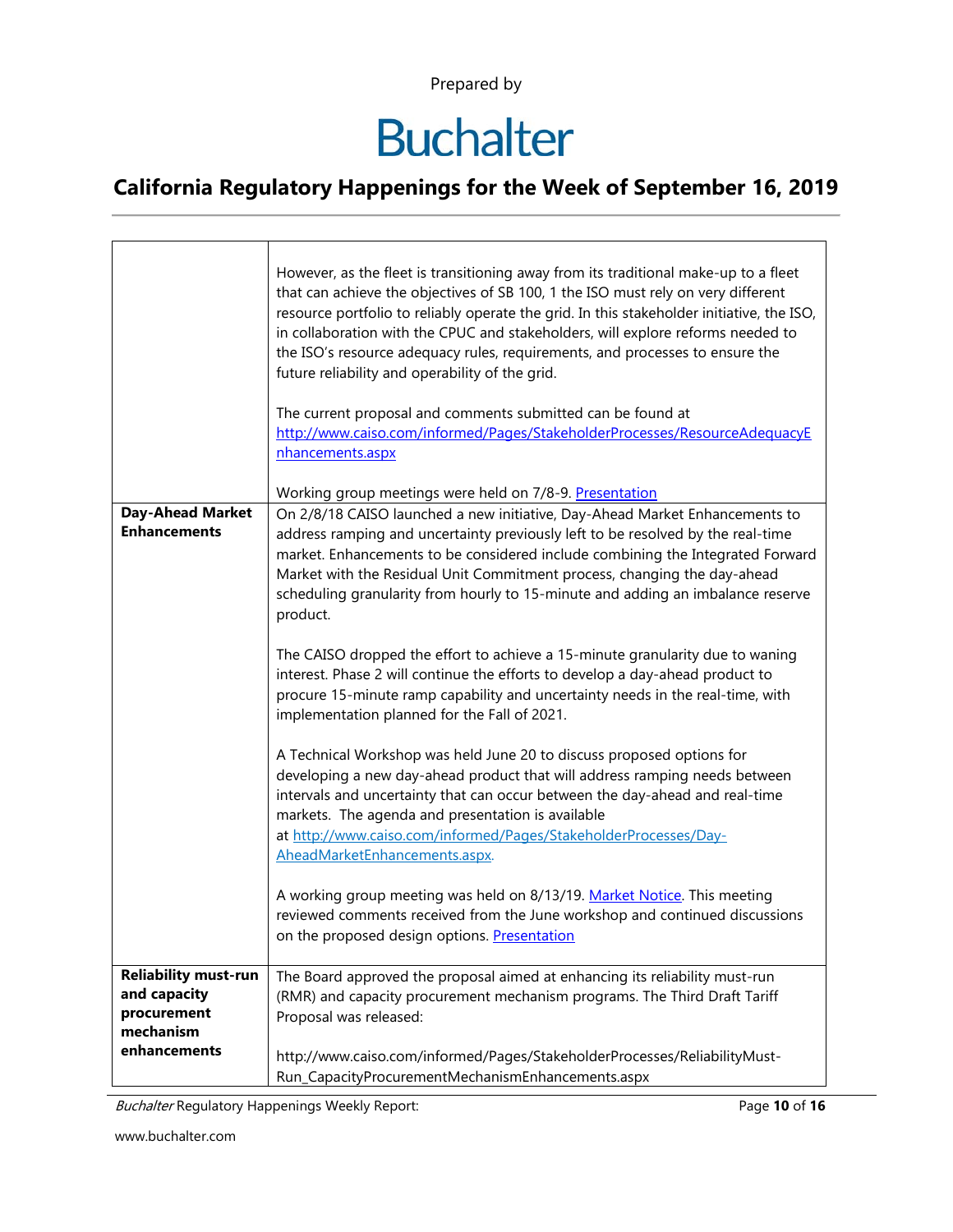| | |
|---|---|
| | However, as the fleet is transitioning away from its traditional make-up to a fleet that can achieve the objectives of SB 100, 1 the ISO must rely on very different resource portfolio to reliably operate the grid. In this stakeholder initiative, the ISO, in collaboration with the CPUC and stakeholders, will explore reforms needed to the ISO's resource adequacy rules, requirements, and processes to ensure the future reliability and operability of the grid.<br><br>The current proposal and comments submitted can be found at [http://www.caiso.com/informed/Pages/StakeholderProcesses/ResourceAdequacyEnhancements.aspx](http://www.caiso.com/informed/Pages/StakeholderProcesses/ResourceAdequacyEnhancements.aspx)<br><br>Working group meetings were held on 7/8-9. [Presentation]() |
| **Day-Ahead Market Enhancements** | On 2/8/18 CAISO launched a new initiative, Day-Ahead Market Enhancements to address ramping and uncertainty previously left to be resolved by the real-time market. Enhancements to be considered include combining the Integrated Forward Market with the Residual Unit Commitment process, changing the day-ahead scheduling granularity from hourly to 15-minute and adding an imbalance reserve product.<br><br>The CAISO dropped the effort to achieve a 15-minute granularity due to waning interest. Phase 2 will continue the efforts to develop a day-ahead product to procure 15-minute ramp capability and uncertainty needs in the real-time, with implementation planned for the Fall of 2021.<br><br>A Technical Workshop was held June 20 to discuss proposed options for developing a new day-ahead product that will address ramping needs between intervals and uncertainty that can occur between the day-ahead and real-time markets. The agenda and presentation is available at [http://www.caiso.com/informed/Pages/StakeholderProcesses/Day-AheadMarketEnhancements.aspx](http://www.caiso.com/informed/Pages/StakeholderProcesses/Day-AheadMarketEnhancements.aspx).<br><br>A working group meeting was held on 8/13/19. [Market Notice](). This meeting reviewed comments received from the June workshop and continued discussions on the proposed design options. [Presentation]() |
| **Reliability must-run and capacity procurement mechanism enhancements** | The Board approved the proposal aimed at enhancing its reliability must-run (RMR) and capacity procurement mechanism programs. The Third Draft Tariff Proposal was released:<br><br>http://www.caiso.com/informed/Pages/StakeholderProcesses/ReliabilityMust-Run_CapacityProcurementMechanismEnhancements.aspx |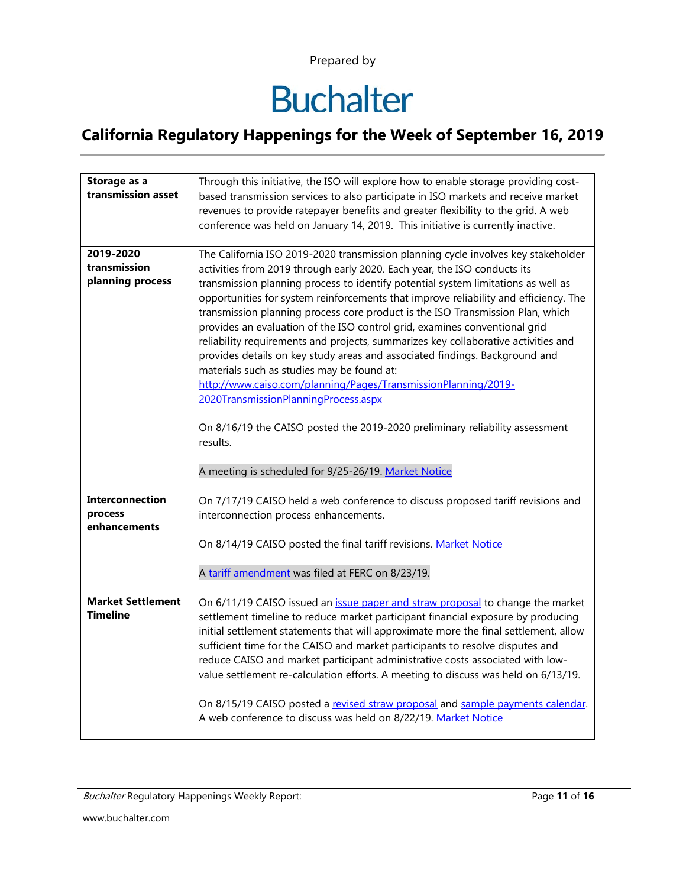Prepared by

Buchalter

## California Regulatory Happenings for the Week of September 16, 2019

| | |
|---|---|
| **Storage as a transmission asset** | Through this initiative, the ISO will explore how to enable storage providing cost-based transmission services to also participate in ISO markets and receive market revenues to provide ratepayer benefits and greater flexibility to the grid. A web conference was held on January 14, 2019. This initiative is currently inactive. |
| **2019-2020 transmission planning process** | The California ISO 2019-2020 transmission planning cycle involves key stakeholder activities from 2019 through early 2020. Each year, the ISO conducts its transmission planning process to identify potential system limitations as well as opportunities for system reinforcements that improve reliability and efficiency. The transmission planning process core product is the ISO Transmission Plan, which provides an evaluation of the ISO control grid, examines conventional grid reliability requirements and projects, summarizes key collaborative activities and provides details on key study areas and associated findings. Background and materials such as studies may be found at: http://www.caiso.com/planning/Pages/TransmissionPlanning/2019-2020TransmissionPlanningProcess.aspx<br><br>On 8/16/19 the CAISO posted the 2019-2020 preliminary reliability assessment results.<br><br>A meeting is scheduled for 9/25-26/19. Market Notice |
| **Interconnection process enhancements** | On 7/17/19 CAISO held a web conference to discuss proposed tariff revisions and interconnection process enhancements.<br><br>On 8/14/19 CAISO posted the final tariff revisions. Market Notice<br><br>A tariff amendment was filed at FERC on 8/23/19. |
| **Market Settlement Timeline** | On 6/11/19 CAISO issued an issue paper and straw proposal to change the market settlement timeline to reduce market participant financial exposure by producing initial settlement statements that will approximate more the final settlement, allow sufficient time for the CAISO and market participants to resolve disputes and reduce CAISO and market participant administrative costs associated with low-value settlement re-calculation efforts. A meeting to discuss was held on 6/13/19.<br><br>On 8/15/19 CAISO posted a revised straw proposal and sample payments calendar. A web conference to discuss was held on 8/22/19. Market Notice |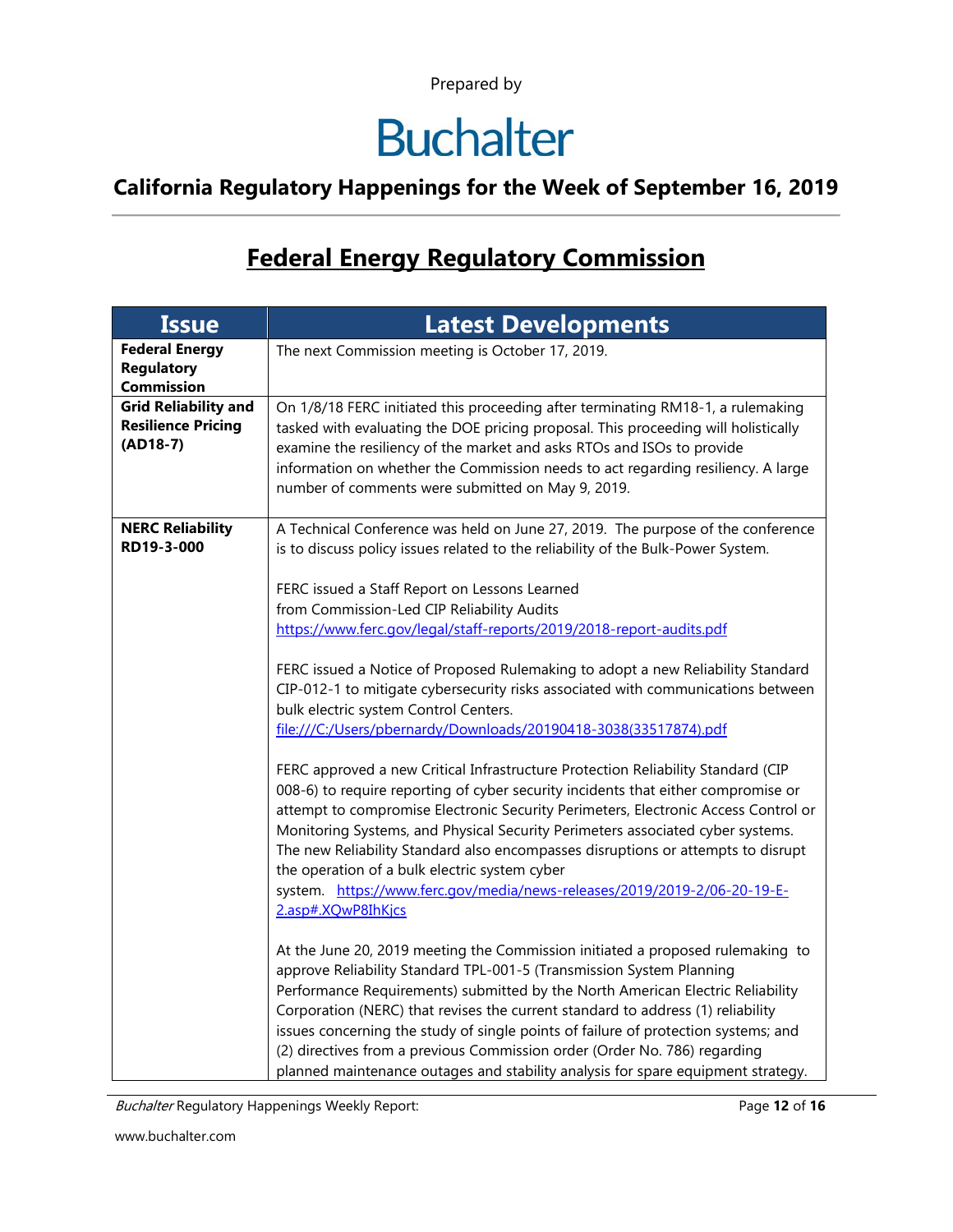Prepared by

# Buchalter

## California Regulatory Happenings for the Week of September 16, 2019

## Federal Energy Regulatory Commission

| Issue | Latest Developments |
|---|---|
| **Federal Energy Regulatory Commission** | The next Commission meeting is October 17, 2019. |
| **Grid Reliability and Resilience Pricing (AD18-7)** | On 1/8/18 FERC initiated this proceeding after terminating RM18-1, a rulemaking tasked with evaluating the DOE pricing proposal. This proceeding will holistically examine the resiliency of the market and asks RTOs and ISOs to provide information on whether the Commission needs to act regarding resiliency. A large number of comments were submitted on May 9, 2019. |
| **NERC Reliability RD19-3-000** | A Technical Conference was held on June 27, 2019. The purpose of the conference is to discuss policy issues related to the reliability of the Bulk-Power System.<br><br>FERC issued a Staff Report on Lessons Learned from Commission-Led CIP Reliability Audits https://www.ferc.gov/legal/staff-reports/2019/2018-report-audits.pdf<br><br>FERC issued a Notice of Proposed Rulemaking to adopt a new Reliability Standard CIP-012-1 to mitigate cybersecurity risks associated with communications between bulk electric system Control Centers. file:///C:/Users/pbernardy/Downloads/20190418-3038(33517874).pdf<br><br>FERC approved a new Critical Infrastructure Protection Reliability Standard (CIP 008-6) to require reporting of cyber security incidents that either compromise or attempt to compromise Electronic Security Perimeters, Electronic Access Control or Monitoring Systems, and Physical Security Perimeters associated cyber systems. The new Reliability Standard also encompasses disruptions or attempts to disrupt the operation of a bulk electric system cyber system. https://www.ferc.gov/media/news-releases/2019/2019-2/06-20-19-E-2.asp#.XQwP8IhKjcs<br><br>At the June 20, 2019 meeting the Commission initiated a proposed rulemaking to approve Reliability Standard TPL-001-5 (Transmission System Planning Performance Requirements) submitted by the North American Electric Reliability Corporation (NERC) that revises the current standard to address (1) reliability issues concerning the study of single points of failure of protection systems; and (2) directives from a previous Commission order (Order No. 786) regarding planned maintenance outages and stability analysis for spare equipment strategy. |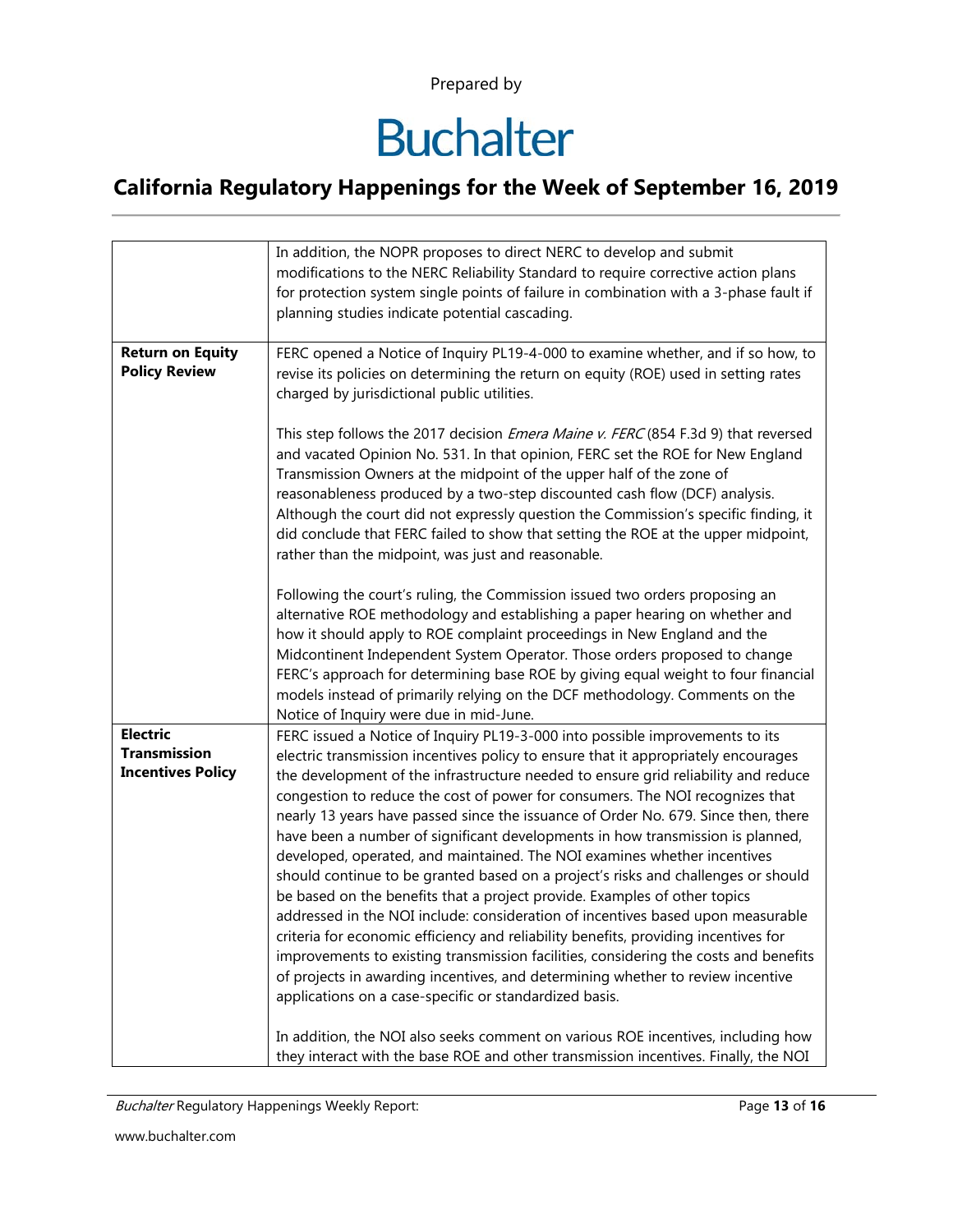| | |
|---|---|
| | In addition, the NOPR proposes to direct NERC to develop and submit modifications to the NERC Reliability Standard to require corrective action plans for protection system single points of failure in combination with a 3-phase fault if planning studies indicate potential cascading. |
| **Return on Equity Policy Review** | FERC opened a Notice of Inquiry PL19-4-000 to examine whether, and if so how, to revise its policies on determining the return on equity (ROE) used in setting rates charged by jurisdictional public utilities.<br><br>This step follows the 2017 decision *Emera Maine v. FERC* (854 F.3d 9) that reversed and vacated Opinion No. 531. In that opinion, FERC set the ROE for New England Transmission Owners at the midpoint of the upper half of the zone of reasonableness produced by a two-step discounted cash flow (DCF) analysis. Although the court did not expressly question the Commission's specific finding, it did conclude that FERC failed to show that setting the ROE at the upper midpoint, rather than the midpoint, was just and reasonable.<br><br>Following the court's ruling, the Commission issued two orders proposing an alternative ROE methodology and establishing a paper hearing on whether and how it should apply to ROE complaint proceedings in New England and the Midcontinent Independent System Operator. Those orders proposed to change FERC's approach for determining base ROE by giving equal weight to four financial models instead of primarily relying on the DCF methodology. Comments on the Notice of Inquiry were due in mid-June. |
| **Electric Transmission Incentives Policy** | FERC issued a Notice of Inquiry PL19-3-000 into possible improvements to its electric transmission incentives policy to ensure that it appropriately encourages the development of the infrastructure needed to ensure grid reliability and reduce congestion to reduce the cost of power for consumers. The NOI recognizes that nearly 13 years have passed since the issuance of Order No. 679. Since then, there have been a number of significant developments in how transmission is planned, developed, operated, and maintained. The NOI examines whether incentives should continue to be granted based on a project's risks and challenges or should be based on the benefits that a project provide. Examples of other topics addressed in the NOI include: consideration of incentives based upon measurable criteria for economic efficiency and reliability benefits, providing incentives for improvements to existing transmission facilities, considering the costs and benefits of projects in awarding incentives, and determining whether to review incentive applications on a case-specific or standardized basis.<br><br>In addition, the NOI also seeks comment on various ROE incentives, including how they interact with the base ROE and other transmission incentives. Finally, the NOI |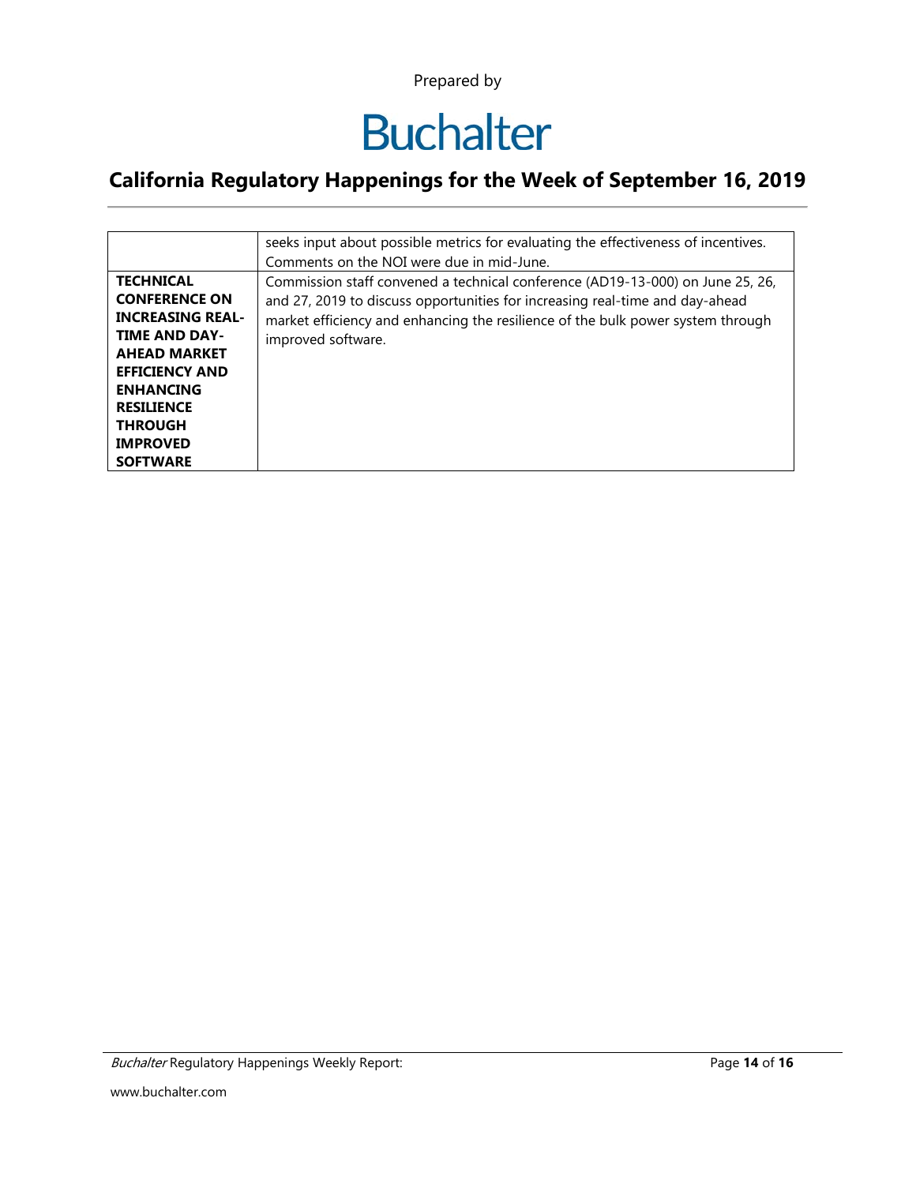|  |  |
|---|---|
|  | seeks input about possible metrics for evaluating the effectiveness of incentives. Comments on the NOI were due in mid-June. |
| **TECHNICAL CONFERENCE ON INCREASING REAL-TIME AND DAY-AHEAD MARKET EFFICIENCY AND ENHANCING RESILIENCE THROUGH IMPROVED SOFTWARE** | Commission staff convened a technical conference (AD19-13-000) on June 25, 26, and 27, 2019 to discuss opportunities for increasing real-time and day-ahead market efficiency and enhancing the resilience of the bulk power system through improved software. |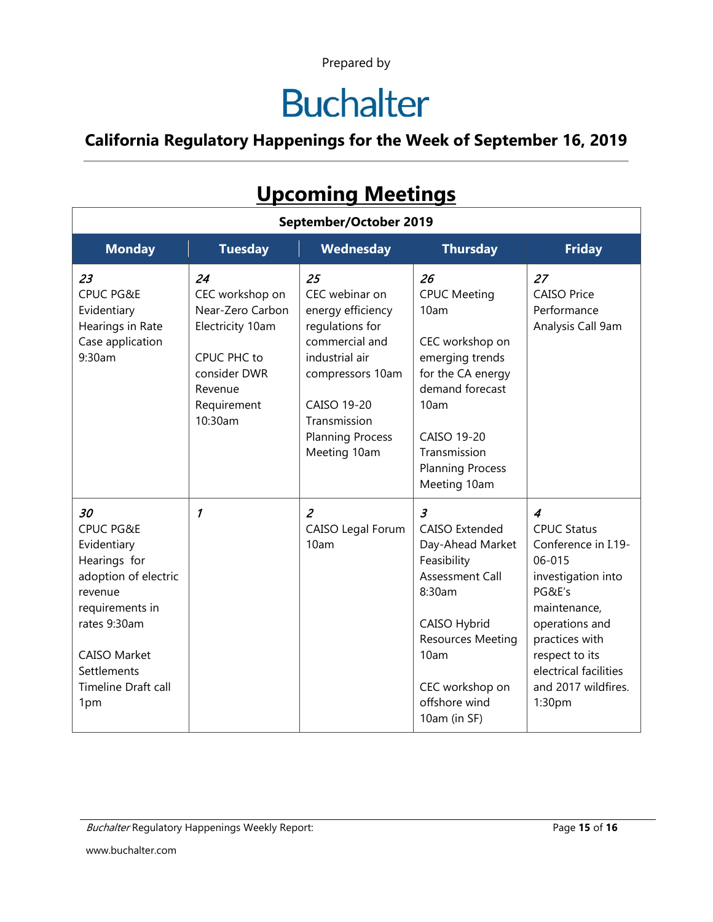Prepared by

# Buchalter

## California Regulatory Happenings for the Week of September 16, 2019

# Upcoming Meetings

**September/October 2019**

| Monday | Tuesday | Wednesday | Thursday | Friday |
|---|---|---|---|---|
| *23*<br>CPUC PG&E Evidentiary Hearings in Rate Case application 9:30am | *24*<br>CEC workshop on Near-Zero Carbon Electricity 10am<br><br>CPUC PHC to consider DWR Revenue Requirement 10:30am | *25*<br>CEC webinar on energy efficiency regulations for commercial and industrial air compressors 10am<br><br>CAISO 19-20 Transmission Planning Process Meeting 10am | *26*<br>CPUC Meeting 10am<br><br>CEC workshop on emerging trends for the CA energy demand forecast 10am<br><br>CAISO 19-20 Transmission Planning Process Meeting 10am | *27*<br>CAISO Price Performance Analysis Call 9am |
| *30*<br>CPUC PG&E Evidentiary Hearings for adoption of electric revenue requirements in rates 9:30am<br><br>CAISO Market Settlements Timeline Draft call 1pm | *1* | *2*<br>CAISO Legal Forum 10am | *3*<br>CAISO Extended Day-Ahead Market Feasibility Assessment Call 8:30am<br><br>CAISO Hybrid Resources Meeting 10am<br><br>CEC workshop on offshore wind 10am (in SF) | *4*<br>CPUC Status Conference in I.19-06-015 investigation into PG&E's maintenance, operations and practices with respect to its electrical facilities and 2017 wildfires. 1:30pm |

*Buchalter* Regulatory Happenings Weekly Report:

www.buchalter.com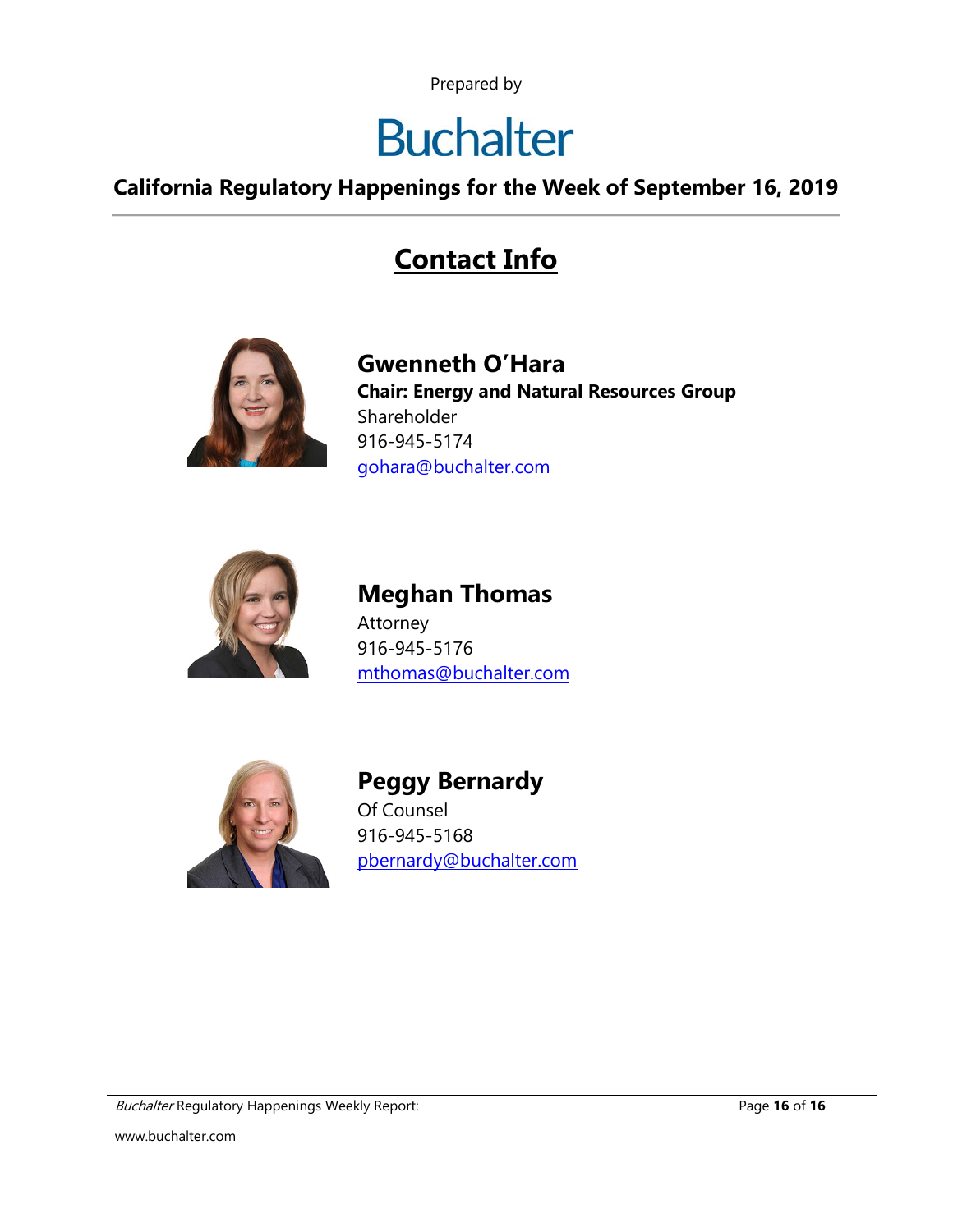Prepared by

# Buchalter

**California Regulatory Happenings for the Week of September 16, 2019**

---

## Contact Info

### Gwenneth O'Hara
**Chair: Energy and Natural Resources Group**
Shareholder
916-945-5174
gohara@buchalter.com

### Meghan Thomas
Attorney
916-945-5176
mthomas@buchalter.com

### Peggy Bernardy
Of Counsel
916-945-5168
pbernardy@buchalter.com